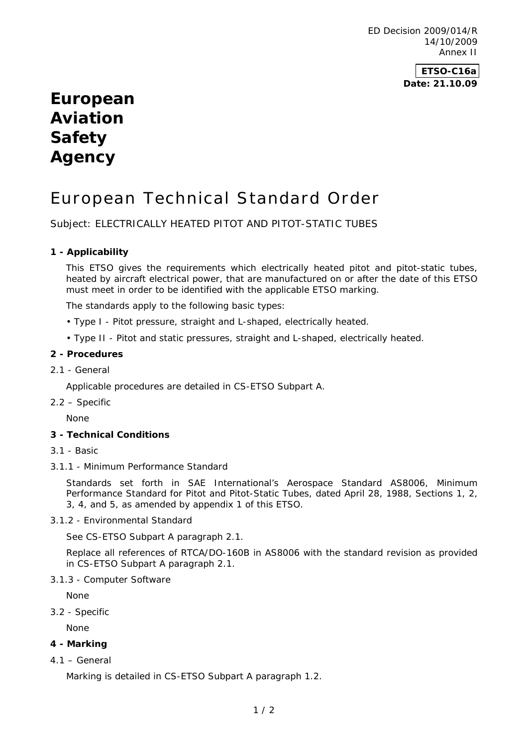ED Decision 2009/014/R
14/10/2009
Annex II

**ETSO-C16a**
**Date: 21.10.09**

# European Aviation Safety Agency

# European Technical Standard Order

Subject: ELECTRICALLY HEATED PITOT AND PITOT-STATIC TUBES

## 1 - Applicability

This ETSO gives the requirements which electrically heated pitot and pitot-static tubes, heated by aircraft electrical power, that are manufactured on or after the date of this ETSO must meet in order to be identified with the applicable ETSO marking.

The standards apply to the following basic types:

- Type I - Pitot pressure, straight and L-shaped, electrically heated.
- Type II - Pitot and static pressures, straight and L-shaped, electrically heated.

## 2 - Procedures

2.1 - General

Applicable procedures are detailed in CS-ETSO Subpart A.

2.2 – Specific

None

## 3 - Technical Conditions

3.1 - Basic

3.1.1 - Minimum Performance Standard

Standards set forth in SAE International's Aerospace Standard AS8006, Minimum Performance Standard for Pitot and Pitot-Static Tubes, dated April 28, 1988, Sections 1, 2, 3, 4, and 5, as amended by appendix 1 of this ETSO.

3.1.2 - Environmental Standard

See CS-ETSO Subpart A paragraph 2.1.

Replace all references of RTCA/DO-160B in AS8006 with the standard revision as provided in CS-ETSO Subpart A paragraph 2.1.

3.1.3 - Computer Software

None

3.2 - Specific

None

## 4 - Marking

4.1 – General

Marking is detailed in CS-ETSO Subpart A paragraph 1.2.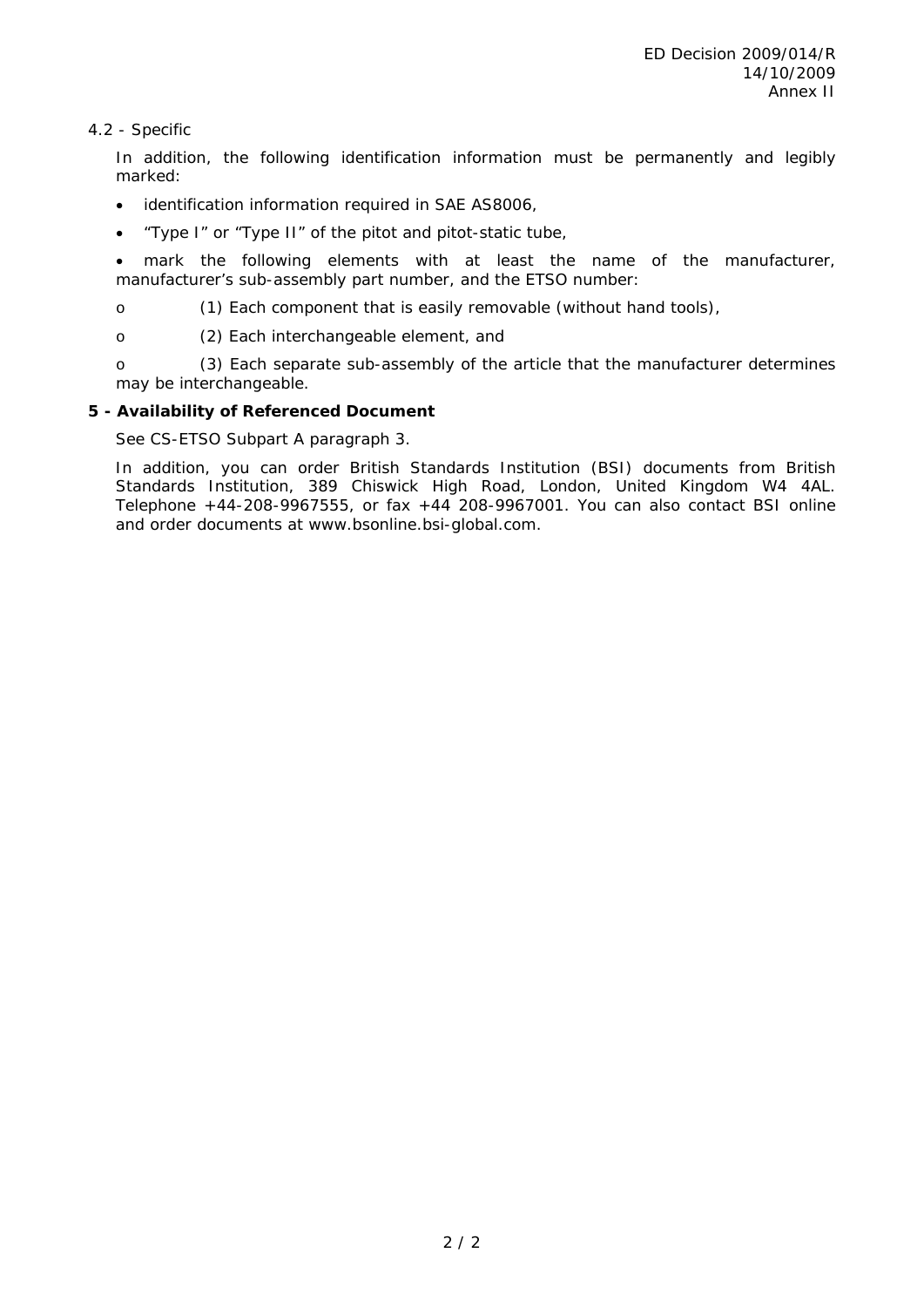4.2 - Specific

In addition, the following identification information must be permanently and legibly marked:

- identification information required in SAE AS8006,
- "Type I" or "Type II" of the pitot and pitot-static tube,
- mark the following elements with at least the name of the manufacturer, manufacturer's sub-assembly part number, and the ETSO number:
  - (1) Each component that is easily removable (without hand tools),
  - (2) Each interchangeable element, and
  - (3) Each separate sub-assembly of the article that the manufacturer determines may be interchangeable.

**5 - Availability of Referenced Document**

See CS-ETSO Subpart A paragraph 3.

In addition, you can order British Standards Institution (BSI) documents from British Standards Institution, 389 Chiswick High Road, London, United Kingdom W4 4AL. Telephone +44-208-9967555, or fax +44 208-9967001. You can also contact BSI online and order documents at www.bsonline.bsi-global.com.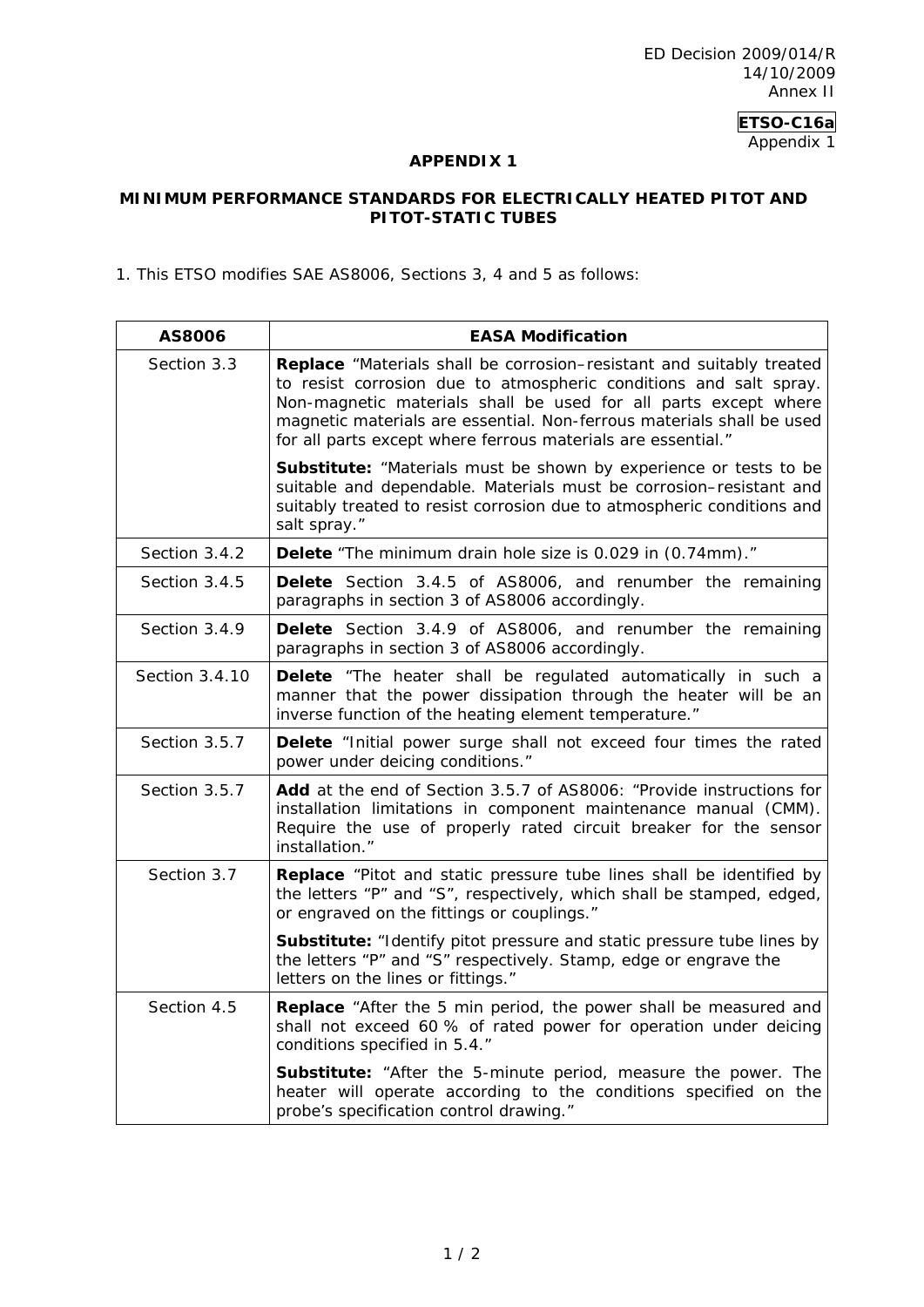**ETSO-C16a**
Appendix 1

# APPENDIX 1

## MINIMUM PERFORMANCE STANDARDS FOR ELECTRICALLY HEATED PITOT AND PITOT-STATIC TUBES

1. This ETSO modifies SAE AS8006, Sections 3, 4 and 5 as follows:

| AS8006 | EASA Modification |
|---|---|
| Section 3.3 | **Replace** "Materials shall be corrosion–resistant and suitably treated to resist corrosion due to atmospheric conditions and salt spray. Non-magnetic materials shall be used for all parts except where magnetic materials are essential. Non-ferrous materials shall be used for all parts except where ferrous materials are essential." |
| | **Substitute:** "Materials must be shown by experience or tests to be suitable and dependable. Materials must be corrosion–resistant and suitably treated to resist corrosion due to atmospheric conditions and salt spray." |
| Section 3.4.2 | **Delete** "The minimum drain hole size is 0.029 in (0.74mm)." |
| Section 3.4.5 | **Delete** Section 3.4.5 of AS8006, and renumber the remaining paragraphs in section 3 of AS8006 accordingly. |
| Section 3.4.9 | **Delete** Section 3.4.9 of AS8006, and renumber the remaining paragraphs in section 3 of AS8006 accordingly. |
| Section 3.4.10 | **Delete** "The heater shall be regulated automatically in such a manner that the power dissipation through the heater will be an inverse function of the heating element temperature." |
| Section 3.5.7 | **Delete** "Initial power surge shall not exceed four times the rated power under deicing conditions." |
| Section 3.5.7 | **Add** at the end of Section 3.5.7 of AS8006: "Provide instructions for installation limitations in component maintenance manual (CMM). Require the use of properly rated circuit breaker for the sensor installation." |
| Section 3.7 | **Replace** "Pitot and static pressure tube lines shall be identified by the letters "P" and "S", respectively, which shall be stamped, edged, or engraved on the fittings or couplings." |
| | **Substitute:** "Identify pitot pressure and static pressure tube lines by the letters "P" and "S" respectively. Stamp, edge or engrave the letters on the lines or fittings." |
| Section 4.5 | **Replace** "After the 5 min period, the power shall be measured and shall not exceed 60 % of rated power for operation under deicing conditions specified in 5.4." |
| | **Substitute:** "After the 5-minute period, measure the power. The heater will operate according to the conditions specified on the probe's specification control drawing." |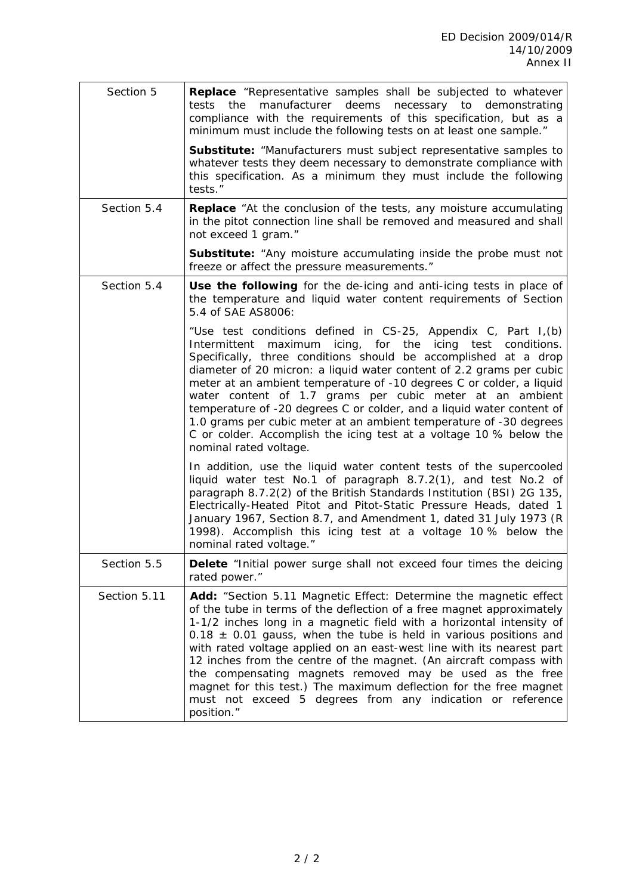| | |
|---|---|
| Section 5 | **Replace** "Representative samples shall be subjected to whatever tests the manufacturer deems necessary to demonstrating compliance with the requirements of this specification, but as a minimum must include the following tests on at least one sample."<br><br>**Substitute:** "Manufacturers must subject representative samples to whatever tests they deem necessary to demonstrate compliance with this specification. As a minimum they must include the following tests." |
| Section 5.4 | **Replace** "At the conclusion of the tests, any moisture accumulating in the pitot connection line shall be removed and measured and shall not exceed 1 gram."<br><br>**Substitute:** "Any moisture accumulating inside the probe must not freeze or affect the pressure measurements." |
| Section 5.4 | **Use the following** for the de-icing and anti-icing tests in place of the temperature and liquid water content requirements of Section 5.4 of SAE AS8006:<br><br>"Use test conditions defined in CS-25, Appendix C, Part I,(b) Intermittent maximum icing, for the icing test conditions. Specifically, three conditions should be accomplished at a drop diameter of 20 micron: a liquid water content of 2.2 grams per cubic meter at an ambient temperature of -10 degrees C or colder, a liquid water content of 1.7 grams per cubic meter at an ambient temperature of -20 degrees C or colder, and a liquid water content of 1.0 grams per cubic meter at an ambient temperature of -30 degrees C or colder. Accomplish the icing test at a voltage 10 % below the nominal rated voltage.<br><br>In addition, use the liquid water content tests of the supercooled liquid water test No.1 of paragraph 8.7.2(1), and test No.2 of paragraph 8.7.2(2) of the British Standards Institution (BSI) 2G 135, Electrically-Heated Pitot and Pitot-Static Pressure Heads, dated 1 January 1967, Section 8.7, and Amendment 1, dated 31 July 1973 (R 1998). Accomplish this icing test at a voltage 10 % below the nominal rated voltage." |
| Section 5.5 | **Delete** "Initial power surge shall not exceed four times the deicing rated power." |
| Section 5.11 | **Add:** "Section 5.11 Magnetic Effect: Determine the magnetic effect of the tube in terms of the deflection of a free magnet approximately 1-1/2 inches long in a magnetic field with a horizontal intensity of $0.18 \pm 0.01$ gauss, when the tube is held in various positions and with rated voltage applied on an east-west line with its nearest part 12 inches from the centre of the magnet. (An aircraft compass with the compensating magnets removed may be used as the free magnet for this test.) The maximum deflection for the free magnet must not exceed 5 degrees from any indication or reference position." |